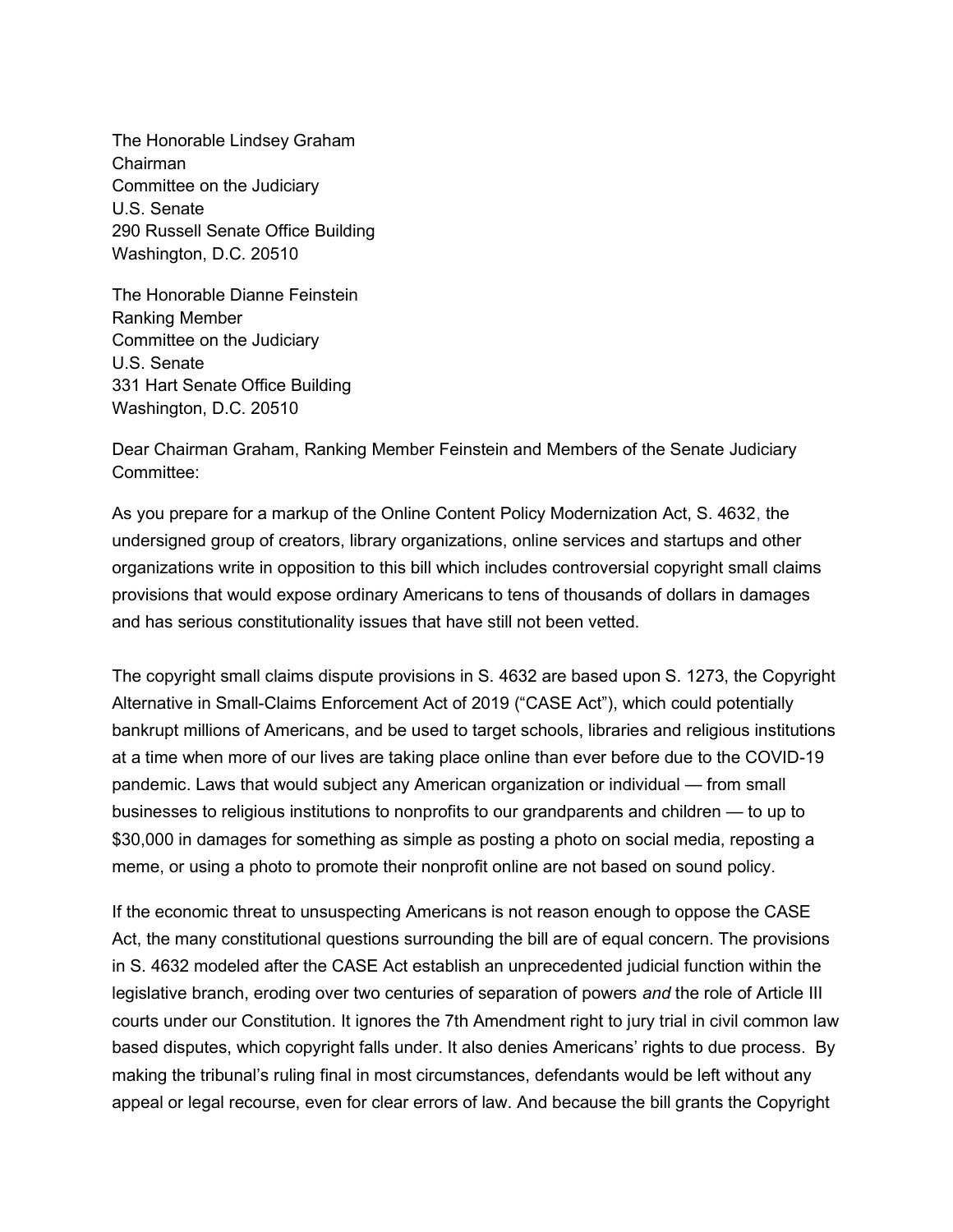The Honorable Lindsey Graham
Chairman
Committee on the Judiciary
U.S. Senate
290 Russell Senate Office Building
Washington, D.C. 20510

The Honorable Dianne Feinstein
Ranking Member
Committee on the Judiciary
U.S. Senate
331 Hart Senate Office Building
Washington, D.C. 20510

Dear Chairman Graham, Ranking Member Feinstein and Members of the Senate Judiciary Committee:

As you prepare for a markup of the Online Content Policy Modernization Act, S. 4632, the undersigned group of creators, library organizations, online services and startups and other organizations write in opposition to this bill which includes controversial copyright small claims provisions that would expose ordinary Americans to tens of thousands of dollars in damages and has serious constitutionality issues that have still not been vetted.

The copyright small claims dispute provisions in S. 4632 are based upon S. 1273, the Copyright Alternative in Small-Claims Enforcement Act of 2019 ("CASE Act"), which could potentially bankrupt millions of Americans, and be used to target schools, libraries and religious institutions at a time when more of our lives are taking place online than ever before due to the COVID-19 pandemic. Laws that would subject any American organization or individual — from small businesses to religious institutions to nonprofits to our grandparents and children — to up to $30,000 in damages for something as simple as posting a photo on social media, reposting a meme, or using a photo to promote their nonprofit online are not based on sound policy.

If the economic threat to unsuspecting Americans is not reason enough to oppose the CASE Act, the many constitutional questions surrounding the bill are of equal concern. The provisions in S. 4632 modeled after the CASE Act establish an unprecedented judicial function within the legislative branch, eroding over two centuries of separation of powers *and* the role of Article III courts under our Constitution. It ignores the 7th Amendment right to jury trial in civil common law based disputes, which copyright falls under. It also denies Americans' rights to due process. By making the tribunal's ruling final in most circumstances, defendants would be left without any appeal or legal recourse, even for clear errors of law. And because the bill grants the Copyright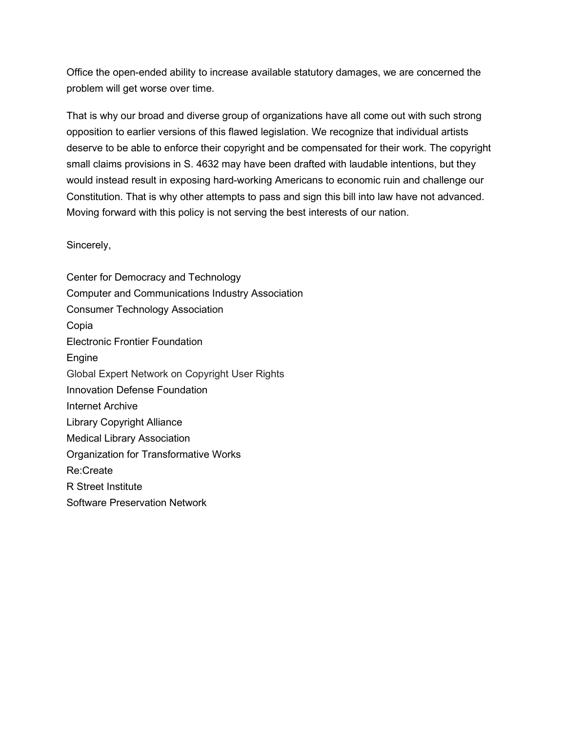Office the open-ended ability to increase available statutory damages, we are concerned the problem will get worse over time.

That is why our broad and diverse group of organizations have all come out with such strong opposition to earlier versions of this flawed legislation. We recognize that individual artists deserve to be able to enforce their copyright and be compensated for their work. The copyright small claims provisions in S. 4632 may have been drafted with laudable intentions, but they would instead result in exposing hard-working Americans to economic ruin and challenge our Constitution. That is why other attempts to pass and sign this bill into law have not advanced. Moving forward with this policy is not serving the best interests of our nation.

Sincerely,

Center for Democracy and Technology
Computer and Communications Industry Association
Consumer Technology Association
Copia
Electronic Frontier Foundation
Engine
Global Expert Network on Copyright User Rights
Innovation Defense Foundation
Internet Archive
Library Copyright Alliance
Medical Library Association
Organization for Transformative Works
Re:Create
R Street Institute
Software Preservation Network